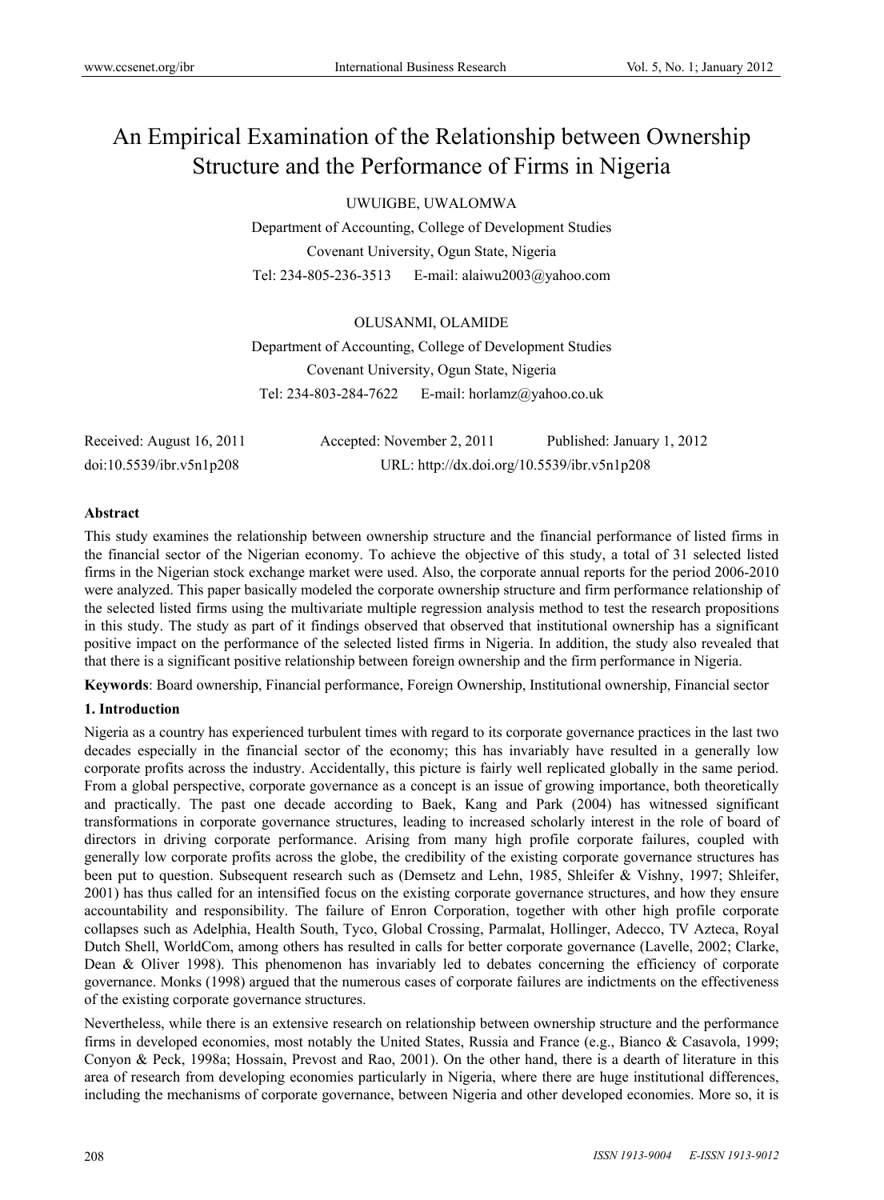# An Empirical Examination of the Relationship between Ownership Structure and the Performance of Firms in Nigeria

UWUIGBE, UWALOMWA

Department of Accounting, College of Development Studies

Covenant University, Ogun State, Nigeria

Tel: 234-805-236-3513 E-mail: alaiwu2003@yahoo.com

OLUSANMI, OLAMIDE

Department of Accounting, College of Development Studies

Covenant University, Ogun State, Nigeria

Tel: 234-803-284-7622 E-mail: horlamz@yahoo.co.uk

Received: August 16, 2011 Accepted: November 2, 2011 Published: January 1, 2012

doi:10.5539/ibr.v5n1p208 URL: http://dx.doi.org/10.5539/ibr.v5n1p208

**Abstract**

This study examines the relationship between ownership structure and the financial performance of listed firms in the financial sector of the Nigerian economy. To achieve the objective of this study, a total of 31 selected listed firms in the Nigerian stock exchange market were used. Also, the corporate annual reports for the period 2006-2010 were analyzed. This paper basically modeled the corporate ownership structure and firm performance relationship of the selected listed firms using the multivariate multiple regression analysis method to test the research propositions in this study. The study as part of it findings observed that observed that institutional ownership has a significant positive impact on the performance of the selected listed firms in Nigeria. In addition, the study also revealed that that there is a significant positive relationship between foreign ownership and the firm performance in Nigeria.

**Keywords**: Board ownership, Financial performance, Foreign Ownership, Institutional ownership, Financial sector

## 1. Introduction

Nigeria as a country has experienced turbulent times with regard to its corporate governance practices in the last two decades especially in the financial sector of the economy; this has invariably have resulted in a generally low corporate profits across the industry. Accidentally, this picture is fairly well replicated globally in the same period. From a global perspective, corporate governance as a concept is an issue of growing importance, both theoretically and practically. The past one decade according to Baek, Kang and Park (2004) has witnessed significant transformations in corporate governance structures, leading to increased scholarly interest in the role of board of directors in driving corporate performance. Arising from many high profile corporate failures, coupled with generally low corporate profits across the globe, the credibility of the existing corporate governance structures has been put to question. Subsequent research such as (Demsetz and Lehn, 1985, Shleifer & Vishny, 1997; Shleifer, 2001) has thus called for an intensified focus on the existing corporate governance structures, and how they ensure accountability and responsibility. The failure of Enron Corporation, together with other high profile corporate collapses such as Adelphia, Health South, Tyco, Global Crossing, Parmalat, Hollinger, Adecco, TV Azteca, Royal Dutch Shell, WorldCom, among others has resulted in calls for better corporate governance (Lavelle, 2002; Clarke, Dean & Oliver 1998). This phenomenon has invariably led to debates concerning the efficiency of corporate governance. Monks (1998) argued that the numerous cases of corporate failures are indictments on the effectiveness of the existing corporate governance structures.

Nevertheless, while there is an extensive research on relationship between ownership structure and the performance firms in developed economies, most notably the United States, Russia and France (e.g., Bianco & Casavola, 1999; Conyon & Peck, 1998a; Hossain, Prevost and Rao, 2001). On the other hand, there is a dearth of literature in this area of research from developing economies particularly in Nigeria, where there are huge institutional differences, including the mechanisms of corporate governance, between Nigeria and other developed economies. More so, it is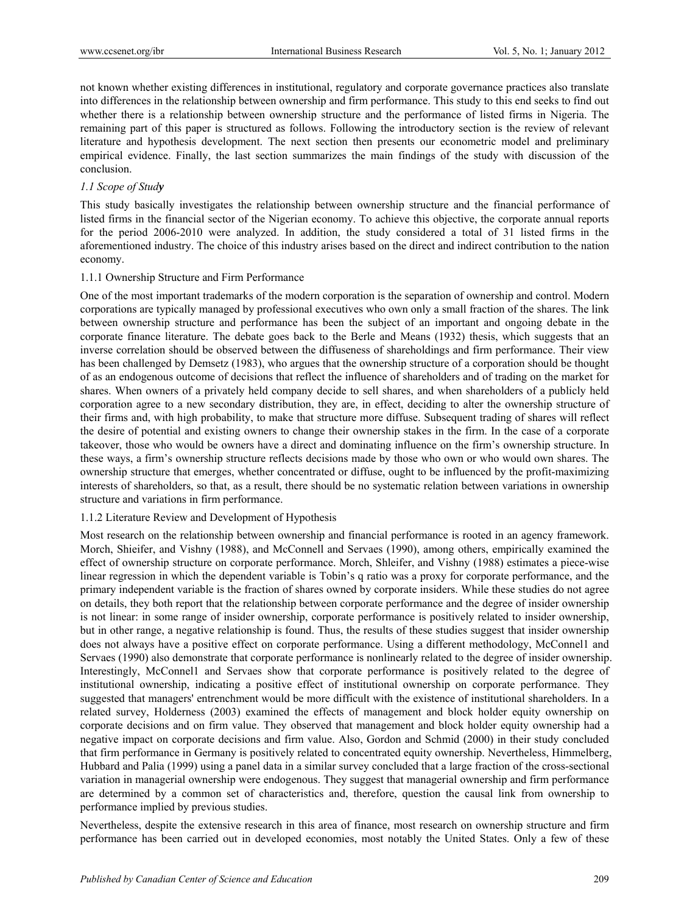not known whether existing differences in institutional, regulatory and corporate governance practices also translate into differences in the relationship between ownership and firm performance. This study to this end seeks to find out whether there is a relationship between ownership structure and the performance of listed firms in Nigeria. The remaining part of this paper is structured as follows. Following the introductory section is the review of relevant literature and hypothesis development. The next section then presents our econometric model and preliminary empirical evidence. Finally, the last section summarizes the main findings of the study with discussion of the conclusion.

### *1.1 Scope of Study*

This study basically investigates the relationship between ownership structure and the financial performance of listed firms in the financial sector of the Nigerian economy. To achieve this objective, the corporate annual reports for the period 2006-2010 were analyzed. In addition, the study considered a total of 31 listed firms in the aforementioned industry. The choice of this industry arises based on the direct and indirect contribution to the nation economy.

#### 1.1.1 Ownership Structure and Firm Performance

One of the most important trademarks of the modern corporation is the separation of ownership and control. Modern corporations are typically managed by professional executives who own only a small fraction of the shares. The link between ownership structure and performance has been the subject of an important and ongoing debate in the corporate finance literature. The debate goes back to the Berle and Means (1932) thesis, which suggests that an inverse correlation should be observed between the diffuseness of shareholdings and firm performance. Their view has been challenged by Demsetz (1983), who argues that the ownership structure of a corporation should be thought of as an endogenous outcome of decisions that reflect the influence of shareholders and of trading on the market for shares. When owners of a privately held company decide to sell shares, and when shareholders of a publicly held corporation agree to a new secondary distribution, they are, in effect, deciding to alter the ownership structure of their firms and, with high probability, to make that structure more diffuse. Subsequent trading of shares will reflect the desire of potential and existing owners to change their ownership stakes in the firm. In the case of a corporate takeover, those who would be owners have a direct and dominating influence on the firm's ownership structure. In these ways, a firm's ownership structure reflects decisions made by those who own or who would own shares. The ownership structure that emerges, whether concentrated or diffuse, ought to be influenced by the profit-maximizing interests of shareholders, so that, as a result, there should be no systematic relation between variations in ownership structure and variations in firm performance.

#### 1.1.2 Literature Review and Development of Hypothesis

Most research on the relationship between ownership and financial performance is rooted in an agency framework. Morch, Shieifer, and Vishny (1988), and McConnell and Servaes (1990), among others, empirically examined the effect of ownership structure on corporate performance. Morch, Shleifer, and Vishny (1988) estimates a piece-wise linear regression in which the dependent variable is Tobin's q ratio was a proxy for corporate performance, and the primary independent variable is the fraction of shares owned by corporate insiders. While these studies do not agree on details, they both report that the relationship between corporate performance and the degree of insider ownership is not linear: in some range of insider ownership, corporate performance is positively related to insider ownership, but in other range, a negative relationship is found. Thus, the results of these studies suggest that insider ownership does not always have a positive effect on corporate performance. Using a different methodology, McConnel1 and Servaes (1990) also demonstrate that corporate performance is nonlinearly related to the degree of insider ownership. Interestingly, McConnel1 and Servaes show that corporate performance is positively related to the degree of institutional ownership, indicating a positive effect of institutional ownership on corporate performance. They suggested that managers' entrenchment would be more difficult with the existence of institutional shareholders. In a related survey, Holderness (2003) examined the effects of management and block holder equity ownership on corporate decisions and on firm value. They observed that management and block holder equity ownership had a negative impact on corporate decisions and firm value. Also, Gordon and Schmid (2000) in their study concluded that firm performance in Germany is positively related to concentrated equity ownership. Nevertheless, Himmelberg, Hubbard and Palia (1999) using a panel data in a similar survey concluded that a large fraction of the cross-sectional variation in managerial ownership were endogenous. They suggest that managerial ownership and firm performance are determined by a common set of characteristics and, therefore, question the causal link from ownership to performance implied by previous studies.

Nevertheless, despite the extensive research in this area of finance, most research on ownership structure and firm performance has been carried out in developed economies, most notably the United States. Only a few of these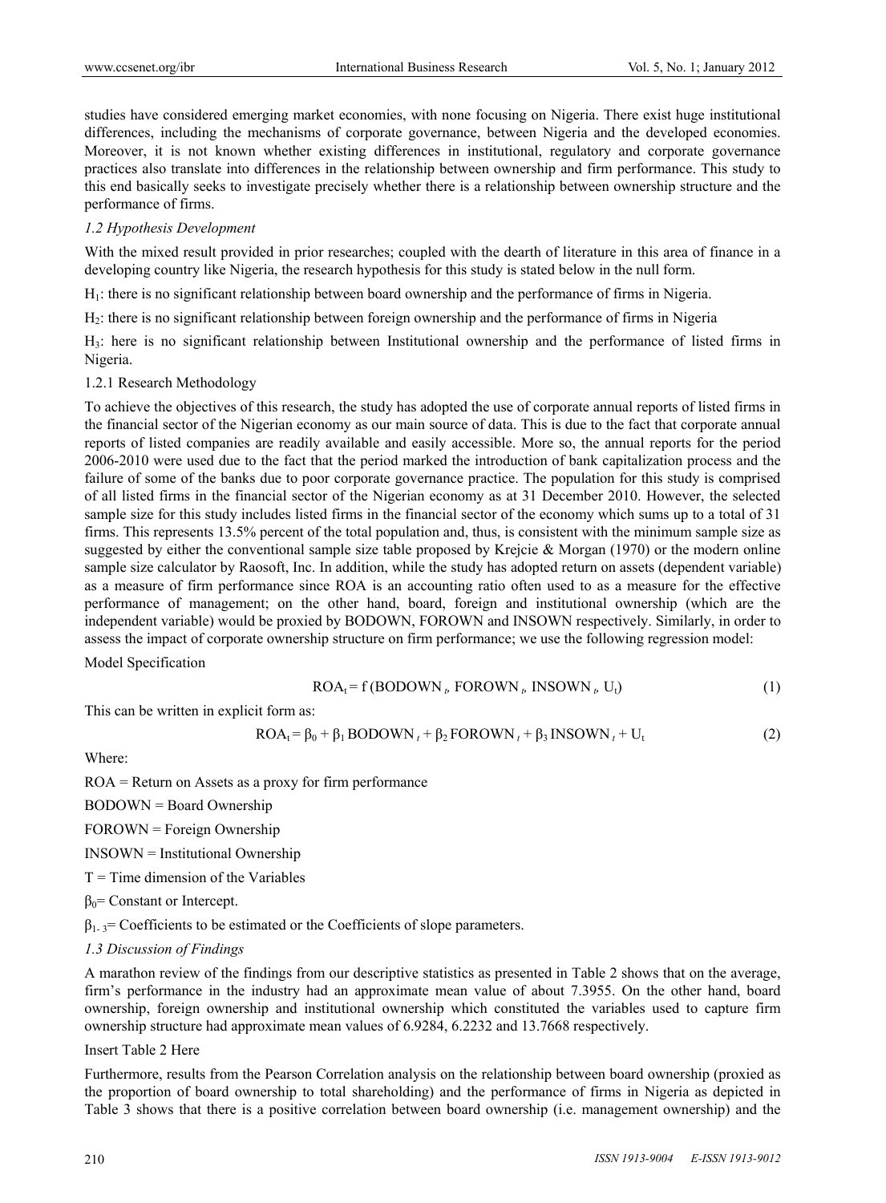studies have considered emerging market economies, with none focusing on Nigeria. There exist huge institutional differences, including the mechanisms of corporate governance, between Nigeria and the developed economies. Moreover, it is not known whether existing differences in institutional, regulatory and corporate governance practices also translate into differences in the relationship between ownership and firm performance. This study to this end basically seeks to investigate precisely whether there is a relationship between ownership structure and the performance of firms.

### *1.2 Hypothesis Development*

With the mixed result provided in prior researches; coupled with the dearth of literature in this area of finance in a developing country like Nigeria, the research hypothesis for this study is stated below in the null form.

$H_1$: there is no significant relationship between board ownership and the performance of firms in Nigeria.

$H_2$: there is no significant relationship between foreign ownership and the performance of firms in Nigeria

$H_3$: here is no significant relationship between Institutional ownership and the performance of listed firms in Nigeria.

#### 1.2.1 Research Methodology

To achieve the objectives of this research, the study has adopted the use of corporate annual reports of listed firms in the financial sector of the Nigerian economy as our main source of data. This is due to the fact that corporate annual reports of listed companies are readily available and easily accessible. More so, the annual reports for the period 2006-2010 were used due to the fact that the period marked the introduction of bank capitalization process and the failure of some of the banks due to poor corporate governance practice. The population for this study is comprised of all listed firms in the financial sector of the Nigerian economy as at 31 December 2010. However, the selected sample size for this study includes listed firms in the financial sector of the economy which sums up to a total of 31 firms. This represents 13.5% percent of the total population and, thus, is consistent with the minimum sample size as suggested by either the conventional sample size table proposed by Krejcie & Morgan (1970) or the modern online sample size calculator by Raosoft, Inc. In addition, while the study has adopted return on assets (dependent variable) as a measure of firm performance since ROA is an accounting ratio often used to as a measure for the effective performance of management; on the other hand, board, foreign and institutional ownership (which are the independent variable) would be proxied by BODOWN, FOROWN and INSOWN respectively. Similarly, in order to assess the impact of corporate ownership structure on firm performance; we use the following regression model:

Model Specification

$$ROA_t = f\,(BODOWN_t,\ FOROWN_t,\ INSOWN_t,\ U_t) \tag{1}$$

This can be written in explicit form as:

$$ROA_t = \beta_0 + \beta_1\,BODOWN_t + \beta_2\,FOROWN_t + \beta_3\,INSOWN_t + U_t \tag{2}$$

Where:

ROA = Return on Assets as a proxy for firm performance

BODOWN = Board Ownership

FOROWN = Foreign Ownership

INSOWN = Institutional Ownership

T = Time dimension of the Variables

$\beta_0$= Constant or Intercept.

$\beta_{1-3}$= Coefficients to be estimated or the Coefficients of slope parameters.

### *1.3 Discussion of Findings*

A marathon review of the findings from our descriptive statistics as presented in Table 2 shows that on the average, firm's performance in the industry had an approximate mean value of about 7.3955. On the other hand, board ownership, foreign ownership and institutional ownership which constituted the variables used to capture firm ownership structure had approximate mean values of 6.9284, 6.2232 and 13.7668 respectively.

Insert Table 2 Here

Furthermore, results from the Pearson Correlation analysis on the relationship between board ownership (proxied as the proportion of board ownership to total shareholding) and the performance of firms in Nigeria as depicted in Table 3 shows that there is a positive correlation between board ownership (i.e. management ownership) and the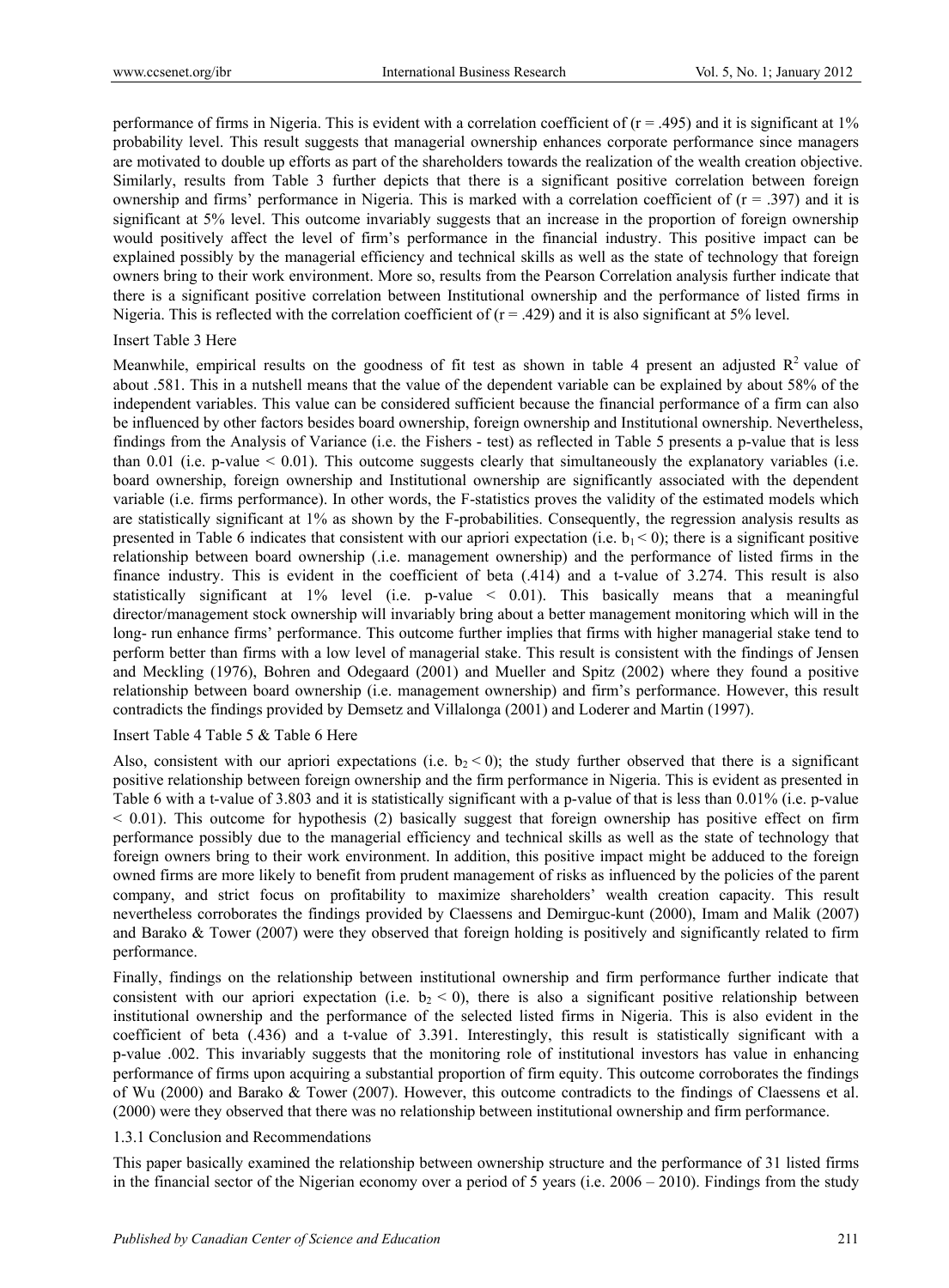performance of firms in Nigeria. This is evident with a correlation coefficient of ($r = .495$) and it is significant at 1% probability level. This result suggests that managerial ownership enhances corporate performance since managers are motivated to double up efforts as part of the shareholders towards the realization of the wealth creation objective. Similarly, results from Table 3 further depicts that there is a significant positive correlation between foreign ownership and firms' performance in Nigeria. This is marked with a correlation coefficient of ($r = .397$) and it is significant at 5% level. This outcome invariably suggests that an increase in the proportion of foreign ownership would positively affect the level of firm's performance in the financial industry. This positive impact can be explained possibly by the managerial efficiency and technical skills as well as the state of technology that foreign owners bring to their work environment. More so, results from the Pearson Correlation analysis further indicate that there is a significant positive correlation between Institutional ownership and the performance of listed firms in Nigeria. This is reflected with the correlation coefficient of ($r = .429$) and it is also significant at 5% level.

Insert Table 3 Here

Meanwhile, empirical results on the goodness of fit test as shown in table 4 present an adjusted $R^2$ value of about .581. This in a nutshell means that the value of the dependent variable can be explained by about 58% of the independent variables. This value can be considered sufficient because the financial performance of a firm can also be influenced by other factors besides board ownership, foreign ownership and Institutional ownership. Nevertheless, findings from the Analysis of Variance (i.e. the Fishers - test) as reflected in Table 5 presents a p-value that is less than 0.01 (i.e. $p\text{-value} < 0.01$). This outcome suggests clearly that simultaneously the explanatory variables (i.e. board ownership, foreign ownership and Institutional ownership are significantly associated with the dependent variable (i.e. firms performance). In other words, the F-statistics proves the validity of the estimated models which are statistically significant at 1% as shown by the F-probabilities. Consequently, the regression analysis results as presented in Table 6 indicates that consistent with our apriori expectation (i.e. $b_1 < 0$); there is a significant positive relationship between board ownership (.i.e. management ownership) and the performance of listed firms in the finance industry. This is evident in the coefficient of beta (.414) and a t-value of 3.274. This result is also statistically significant at 1% level (i.e. $p\text{-value} < 0.01$). This basically means that a meaningful director/management stock ownership will invariably bring about a better management monitoring which will in the long- run enhance firms' performance. This outcome further implies that firms with higher managerial stake tend to perform better than firms with a low level of managerial stake. This result is consistent with the findings of Jensen and Meckling (1976), Bohren and Odegaard (2001) and Mueller and Spitz (2002) where they found a positive relationship between board ownership (i.e. management ownership) and firm's performance. However, this result contradicts the findings provided by Demsetz and Villalonga (2001) and Loderer and Martin (1997).

Insert Table 4 Table 5 & Table 6 Here

Also, consistent with our apriori expectations (i.e. $b_2 < 0$); the study further observed that there is a significant positive relationship between foreign ownership and the firm performance in Nigeria. This is evident as presented in Table 6 with a t-value of 3.803 and it is statistically significant with a p-value of that is less than 0.01% (i.e. $p\text{-value} < 0.01$). This outcome for hypothesis (2) basically suggest that foreign ownership has positive effect on firm performance possibly due to the managerial efficiency and technical skills as well as the state of technology that foreign owners bring to their work environment. In addition, this positive impact might be adduced to the foreign owned firms are more likely to benefit from prudent management of risks as influenced by the policies of the parent company, and strict focus on profitability to maximize shareholders' wealth creation capacity. This result nevertheless corroborates the findings provided by Claessens and Demirguc-kunt (2000), Imam and Malik (2007) and Barako & Tower (2007) were they observed that foreign holding is positively and significantly related to firm performance.

Finally, findings on the relationship between institutional ownership and firm performance further indicate that consistent with our apriori expectation (i.e. $b_2 < 0$), there is also a significant positive relationship between institutional ownership and the performance of the selected listed firms in Nigeria. This is also evident in the coefficient of beta (.436) and a t-value of 3.391. Interestingly, this result is statistically significant with a p-value .002. This invariably suggests that the monitoring role of institutional investors has value in enhancing performance of firms upon acquiring a substantial proportion of firm equity. This outcome corroborates the findings of Wu (2000) and Barako & Tower (2007). However, this outcome contradicts to the findings of Claessens et al. (2000) were they observed that there was no relationship between institutional ownership and firm performance.

### 1.3.1 Conclusion and Recommendations

This paper basically examined the relationship between ownership structure and the performance of 31 listed firms in the financial sector of the Nigerian economy over a period of 5 years (i.e. 2006 – 2010). Findings from the study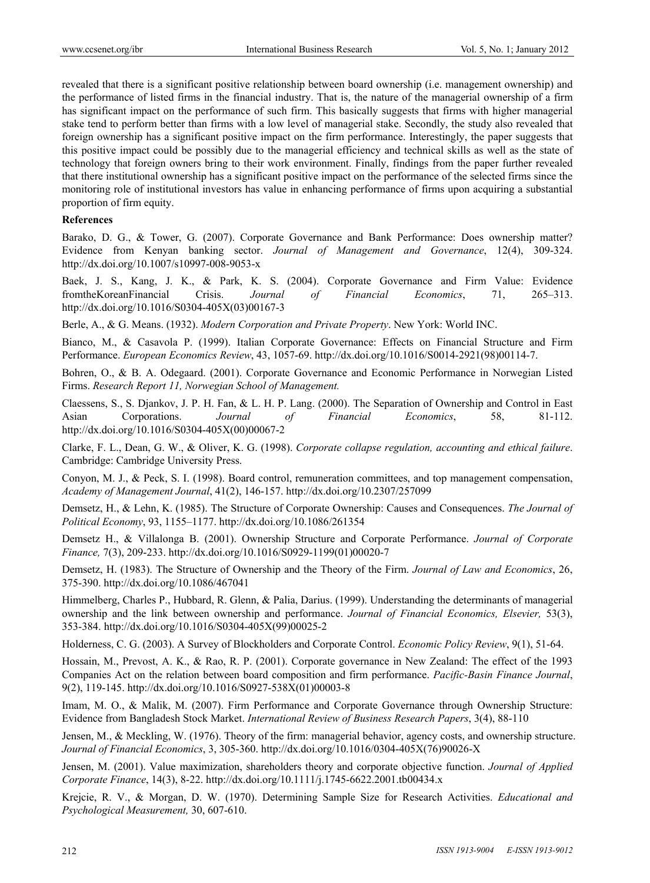revealed that there is a significant positive relationship between board ownership (i.e. management ownership) and the performance of listed firms in the financial industry. That is, the nature of the managerial ownership of a firm has significant impact on the performance of such firm. This basically suggests that firms with higher managerial stake tend to perform better than firms with a low level of managerial stake. Secondly, the study also revealed that foreign ownership has a significant positive impact on the firm performance. Interestingly, the paper suggests that this positive impact could be possibly due to the managerial efficiency and technical skills as well as the state of technology that foreign owners bring to their work environment. Finally, findings from the paper further revealed that there institutional ownership has a significant positive impact on the performance of the selected firms since the monitoring role of institutional investors has value in enhancing performance of firms upon acquiring a substantial proportion of firm equity.

**References**

Barako, D. G., & Tower, G. (2007). Corporate Governance and Bank Performance: Does ownership matter? Evidence from Kenyan banking sector. *Journal of Management and Governance*, 12(4), 309-324. http://dx.doi.org/10.1007/s10997-008-9053-x

Baek, J. S., Kang, J. K., & Park, K. S. (2004). Corporate Governance and Firm Value: Evidence fromtheKoreanFinancial Crisis. *Journal of Financial Economics*, 71, 265–313. http://dx.doi.org/10.1016/S0304-405X(03)00167-3

Berle, A., & G. Means. (1932). *Modern Corporation and Private Property*. New York: World INC.

Bianco, M., & Casavola P. (1999). Italian Corporate Governance: Effects on Financial Structure and Firm Performance. *European Economics Review*, 43, 1057-69. http://dx.doi.org/10.1016/S0014-2921(98)00114-7.

Bohren, O., & B. A. Odegaard. (2001). Corporate Governance and Economic Performance in Norwegian Listed Firms. *Research Report 11, Norwegian School of Management.*

Claessens, S., S. Djankov, J. P. H. Fan, & L. H. P. Lang. (2000). The Separation of Ownership and Control in East Asian Corporations. *Journal of Financial Economics*, 58, 81-112. http://dx.doi.org/10.1016/S0304-405X(00)00067-2

Clarke, F. L., Dean, G. W., & Oliver, K. G. (1998). *Corporate collapse regulation, accounting and ethical failure*. Cambridge: Cambridge University Press.

Conyon, M. J., & Peck, S. I. (1998). Board control, remuneration committees, and top management compensation, *Academy of Management Journal*, 41(2), 146-157. http://dx.doi.org/10.2307/257099

Demsetz, H., & Lehn, K. (1985). The Structure of Corporate Ownership: Causes and Consequences. *The Journal of Political Economy*, 93, 1155–1177. http://dx.doi.org/10.1086/261354

Demsetz H., & Villalonga B. (2001). Ownership Structure and Corporate Performance. *Journal of Corporate Finance,* 7(3), 209-233. http://dx.doi.org/10.1016/S0929-1199(01)00020-7

Demsetz, H. (1983). The Structure of Ownership and the Theory of the Firm. *Journal of Law and Economics*, 26, 375-390. http://dx.doi.org/10.1086/467041

Himmelberg, Charles P., Hubbard, R. Glenn, & Palia, Darius. (1999). Understanding the determinants of managerial ownership and the link between ownership and performance. *Journal of Financial Economics, Elsevier,* 53(3), 353-384. http://dx.doi.org/10.1016/S0304-405X(99)00025-2

Holderness, C. G. (2003). A Survey of Blockholders and Corporate Control. *Economic Policy Review*, 9(1), 51-64.

Hossain, M., Prevost, A. K., & Rao, R. P. (2001). Corporate governance in New Zealand: The effect of the 1993 Companies Act on the relation between board composition and firm performance. *Pacific-Basin Finance Journal*, 9(2), 119-145. http://dx.doi.org/10.1016/S0927-538X(01)00003-8

Imam, M. O., & Malik, M. (2007). Firm Performance and Corporate Governance through Ownership Structure: Evidence from Bangladesh Stock Market. *International Review of Business Research Papers*, 3(4), 88-110

Jensen, M., & Meckling, W. (1976). Theory of the firm: managerial behavior, agency costs, and ownership structure. *Journal of Financial Economics*, 3, 305-360. http://dx.doi.org/10.1016/0304-405X(76)90026-X

Jensen, M. (2001). Value maximization, shareholders theory and corporate objective function. *Journal of Applied Corporate Finance*, 14(3), 8-22. http://dx.doi.org/10.1111/j.1745-6622.2001.tb00434.x

Krejcie, R. V., & Morgan, D. W. (1970). Determining Sample Size for Research Activities. *Educational and Psychological Measurement,* 30, 607-610.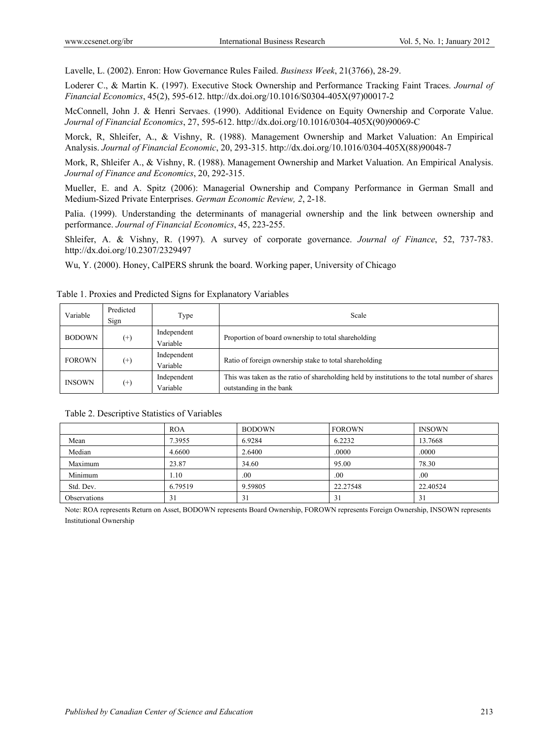Lavelle, L. (2002). Enron: How Governance Rules Failed. *Business Week*, 21(3766), 28-29.

Loderer C., & Martin K. (1997). Executive Stock Ownership and Performance Tracking Faint Traces. *Journal of Financial Economics*, 45(2), 595-612. http://dx.doi.org/10.1016/S0304-405X(97)00017-2

McConnell, John J. & Henri Servaes. (1990). Additional Evidence on Equity Ownership and Corporate Value. *Journal of Financial Economics*, 27, 595-612. http://dx.doi.org/10.1016/0304-405X(90)90069-C

Morck, R, Shleifer, A., & Vishny, R. (1988). Management Ownership and Market Valuation: An Empirical Analysis. *Journal of Financial Economic*, 20, 293-315. http://dx.doi.org/10.1016/0304-405X(88)90048-7

Mork, R, Shleifer A., & Vishny, R. (1988). Management Ownership and Market Valuation. An Empirical Analysis. *Journal of Finance and Economics*, 20, 292-315.

Mueller, E. and A. Spitz (2006): Managerial Ownership and Company Performance in German Small and Medium-Sized Private Enterprises. *German Economic Review, 2*, 2-18.

Palia. (1999). Understanding the determinants of managerial ownership and the link between ownership and performance. *Journal of Financial Economics*, 45, 223-255.

Shleifer, A. & Vishny, R. (1997). A survey of corporate governance. *Journal of Finance*, 52, 737-783. http://dx.doi.org/10.2307/2329497

Wu, Y. (2000). Honey, CalPERS shrunk the board. Working paper, University of Chicago

Table 1. Proxies and Predicted Signs for Explanatory Variables

| Variable | Predicted Sign | Type | Scale |
|---|---|---|---|
| BODOWN | (+) | Independent Variable | Proportion of board ownership to total shareholding |
| FOROWN | (+) | Independent Variable | Ratio of foreign ownership stake to total shareholding |
| INSOWN | (+) | Independent Variable | This was taken as the ratio of shareholding held by institutions to the total number of shares outstanding in the bank |

Table 2. Descriptive Statistics of Variables

| | ROA | BODOWN | FOROWN | INSOWN |
|---|---|---|---|---|
| Mean | 7.3955 | 6.9284 | 6.2232 | 13.7668 |
| Median | 4.6600 | 2.6400 | .0000 | .0000 |
| Maximum | 23.87 | 34.60 | 95.00 | 78.30 |
| Minimum | 1.10 | .00 | .00 | .00 |
| Std. Dev. | 6.79519 | 9.59805 | 22.27548 | 22.40524 |
| Observations | 31 | 31 | 31 | 31 |

Note: ROA represents Return on Asset, BODOWN represents Board Ownership, FOROWN represents Foreign Ownership, INSOWN represents Institutional Ownership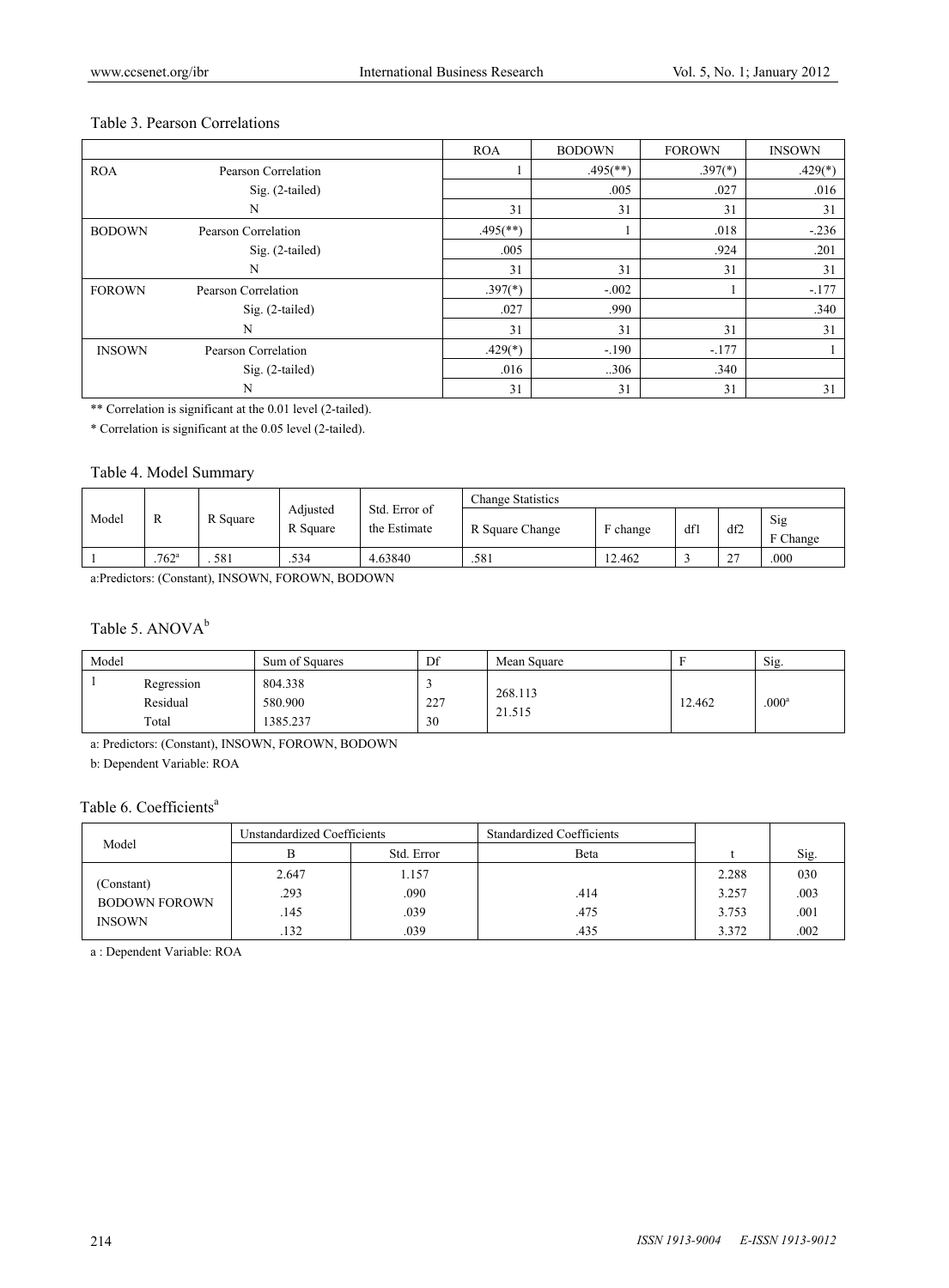Table 3. Pearson Correlations

| | | ROA | BODOWN | FOROWN | INSOWN |
|---|---|---|---|---|---|
| ROA | Pearson Correlation | 1 | .495(**) | .397(*) | .429(*) |
| | Sig. (2-tailed) | | .005 | .027 | .016 |
| | N | 31 | 31 | 31 | 31 |
| BODOWN | Pearson Correlation | .495(**) | 1 | .018 | -.236 |
| | Sig. (2-tailed) | .005 | | .924 | .201 |
| | N | 31 | 31 | 31 | 31 |
| FOROWN | Pearson Correlation | .397(*) | -.002 | 1 | -.177 |
| | Sig. (2-tailed) | .027 | .990 | | .340 |
| | N | 31 | 31 | 31 | 31 |
| INSOWN | Pearson Correlation | .429(*) | -.190 | -.177 | 1 |
| | Sig. (2-tailed) | .016 | ..306 | .340 | |
| | N | 31 | 31 | 31 | 31 |

** Correlation is significant at the 0.01 level (2-tailed).

* Correlation is significant at the 0.05 level (2-tailed).

Table 4. Model Summary

| Model | R | R Square | Adjusted R Square | Std. Error of the Estimate | Change Statistics | | | | |
|---|---|---|---|---|---|---|---|---|---|
| | | | | | R Square Change | F change | df1 | df2 | Sig F Change |
| 1 | .762[a] | . 581 | .534 | 4.63840 | .581 | 12.462 | 3 | 27 | .000 |

a:Predictors: (Constant), INSOWN, FOROWN, BODOWN

Table 5. ANOVA[b]

| Model | | Sum of Squares | Df | Mean Square | F | Sig. |
|---|---|---|---|---|---|---|
| 1 | Regression | 804.338 | 3 | 268.113 | 12.462 | .000[a] |
| | Residual | 580.900 | 227 | 21.515 | | |
| | Total | 1385.237 | 30 | | | |

a: Predictors: (Constant), INSOWN, FOROWN, BODOWN

b: Dependent Variable: ROA

Table 6. Coefficients[a]

| Model | Unstandardized Coefficients | | Standardized Coefficients | | |
|---|---|---|---|---|---|
| | B | Std. Error | Beta | t | Sig. |
| (Constant) | 2.647 | 1.157 | | 2.288 | 030 |
| BODOWN | .293 | .090 | .414 | 3.257 | .003 |
| FOROWN | .145 | .039 | .475 | 3.753 | .001 |
| INSOWN | .132 | .039 | .435 | 3.372 | .002 |

a : Dependent Variable: ROA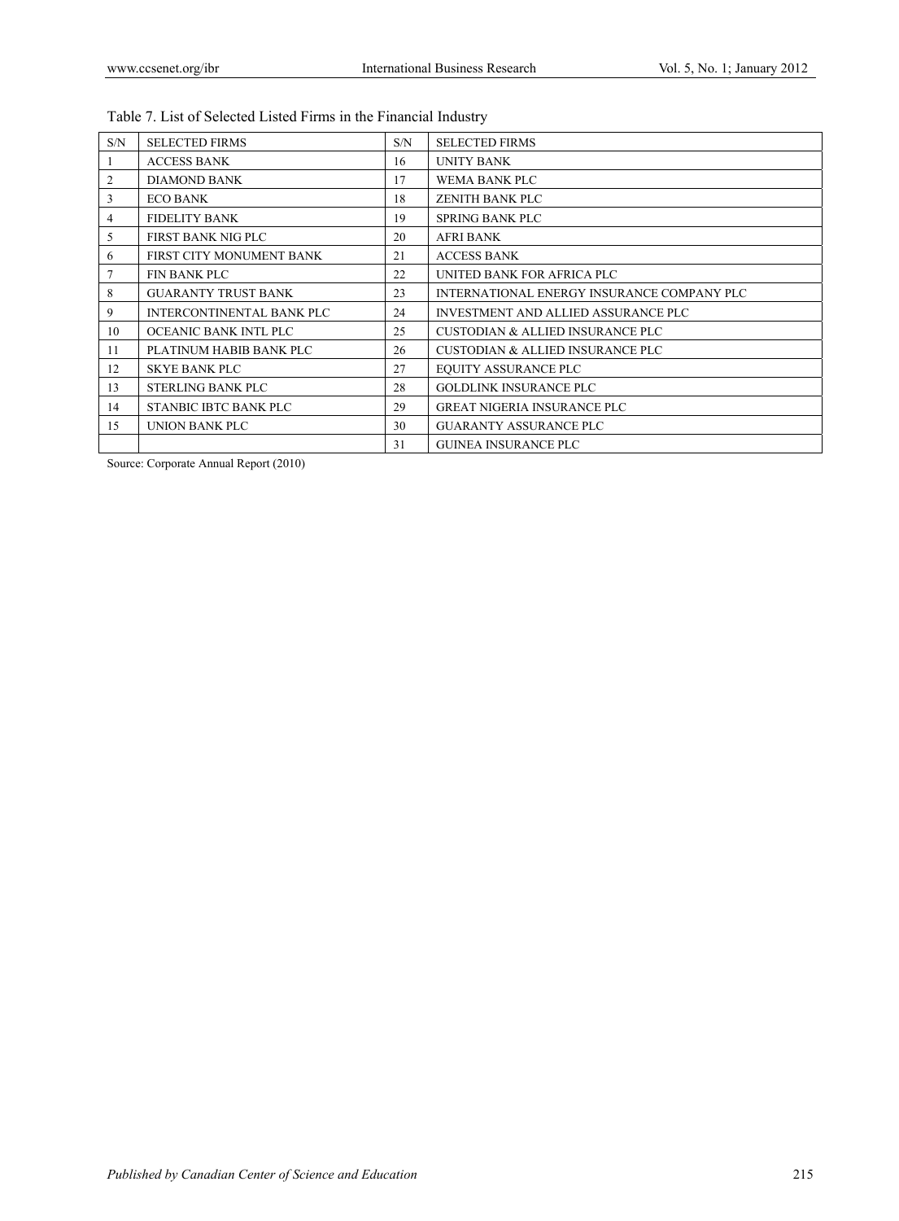Table 7. List of Selected Listed Firms in the Financial Industry

| S/N | SELECTED FIRMS | S/N | SELECTED FIRMS |
|---|---|---|---|
| 1 | ACCESS BANK | 16 | UNITY BANK |
| 2 | DIAMOND BANK | 17 | WEMA BANK PLC |
| 3 | ECO BANK | 18 | ZENITH BANK PLC |
| 4 | FIDELITY BANK | 19 | SPRING BANK PLC |
| 5 | FIRST BANK NIG PLC | 20 | AFRI BANK |
| 6 | FIRST CITY MONUMENT BANK | 21 | ACCESS BANK |
| 7 | FIN BANK PLC | 22 | UNITED BANK FOR AFRICA PLC |
| 8 | GUARANTY TRUST BANK | 23 | INTERNATIONAL ENERGY INSURANCE COMPANY PLC |
| 9 | INTERCONTINENTAL BANK PLC | 24 | INVESTMENT AND ALLIED ASSURANCE PLC |
| 10 | OCEANIC BANK INTL PLC | 25 | CUSTODIAN & ALLIED INSURANCE PLC |
| 11 | PLATINUM HABIB BANK PLC | 26 | CUSTODIAN & ALLIED INSURANCE PLC |
| 12 | SKYE BANK PLC | 27 | EQUITY ASSURANCE PLC |
| 13 | STERLING BANK PLC | 28 | GOLDLINK INSURANCE PLC |
| 14 | STANBIC IBTC BANK PLC | 29 | GREAT NIGERIA INSURANCE PLC |
| 15 | UNION BANK PLC | 30 | GUARANTY ASSURANCE PLC |
| | | 31 | GUINEA INSURANCE PLC |

Source: Corporate Annual Report (2010)